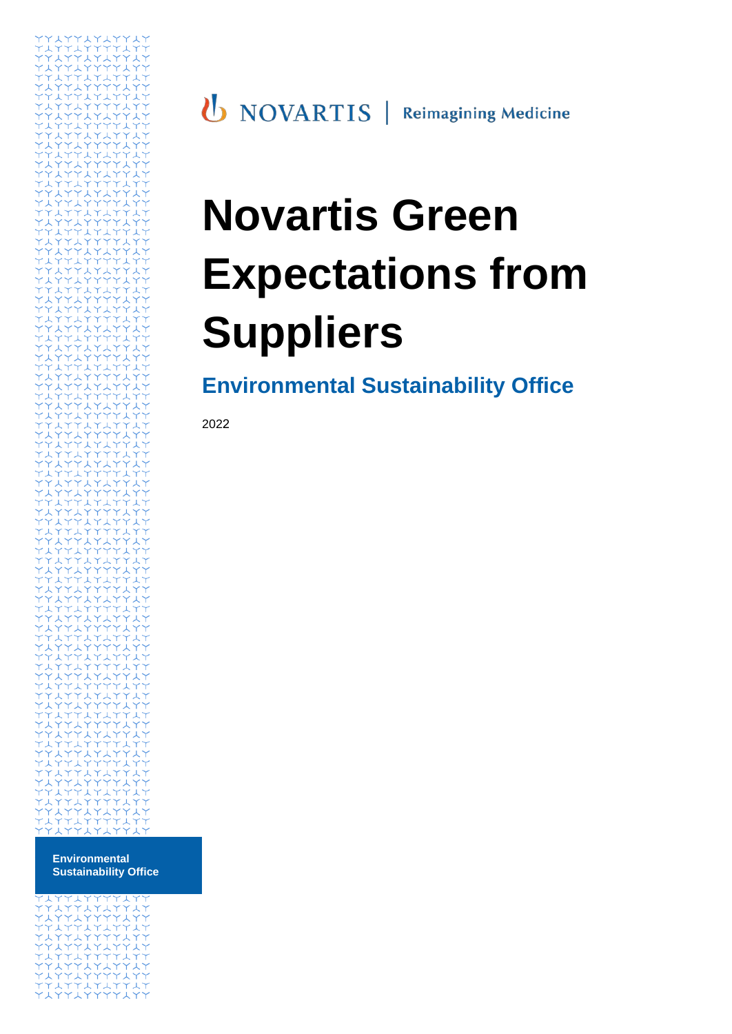NOVARTIS | Reimagining Medicine

# Novartis Green Expectations from Suppliers

## Environmental Sustainability Office

2022

Environmental Sustainability Office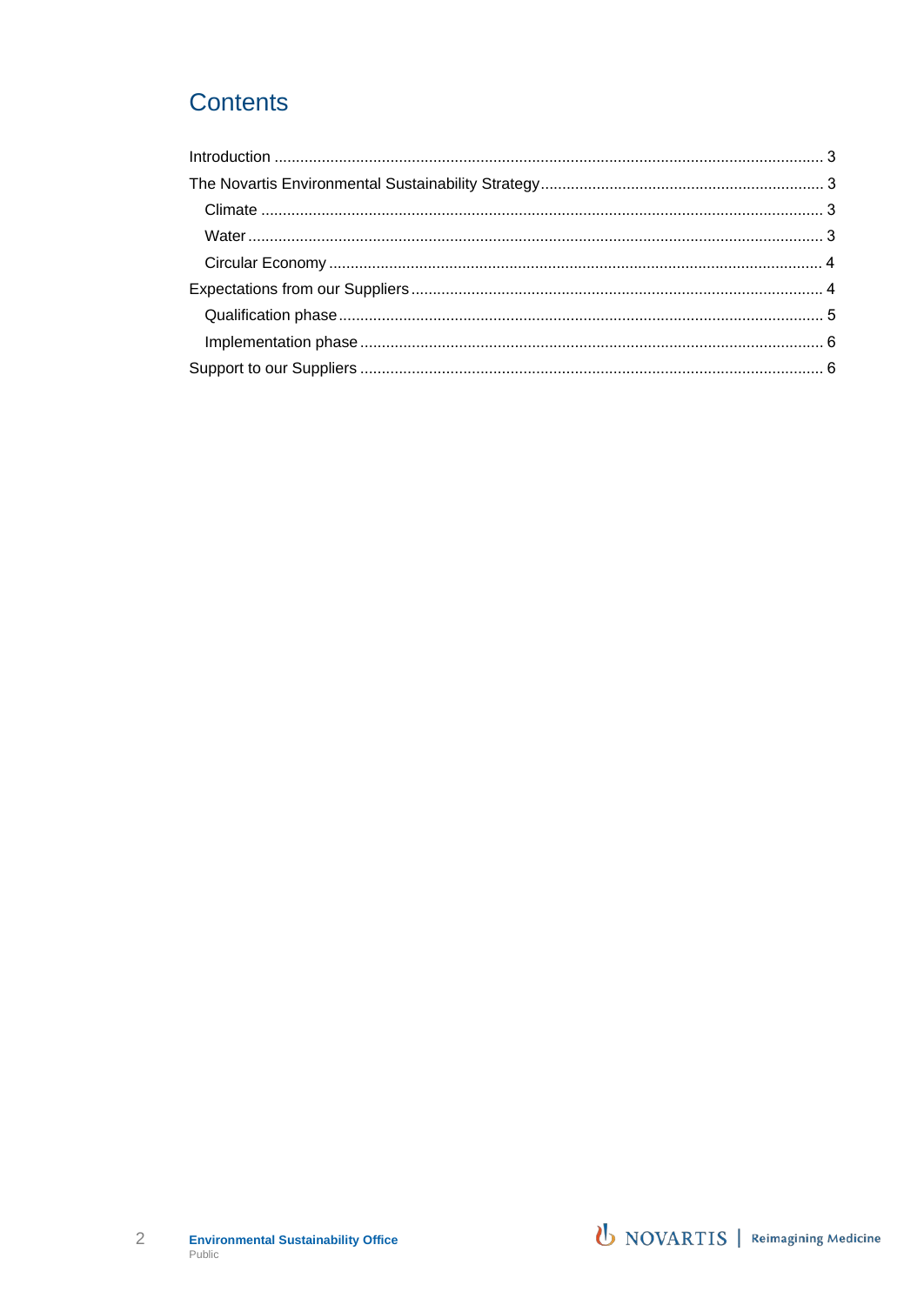# Contents

- Introduction ... 3
- The Novartis Environmental Sustainability Strategy ... 3
  - Climate ... 3
  - Water ... 3
  - Circular Economy ... 4
- Expectations from our Suppliers ... 4
  - Qualification phase ... 5
  - Implementation phase ... 6
- Support to our Suppliers ... 6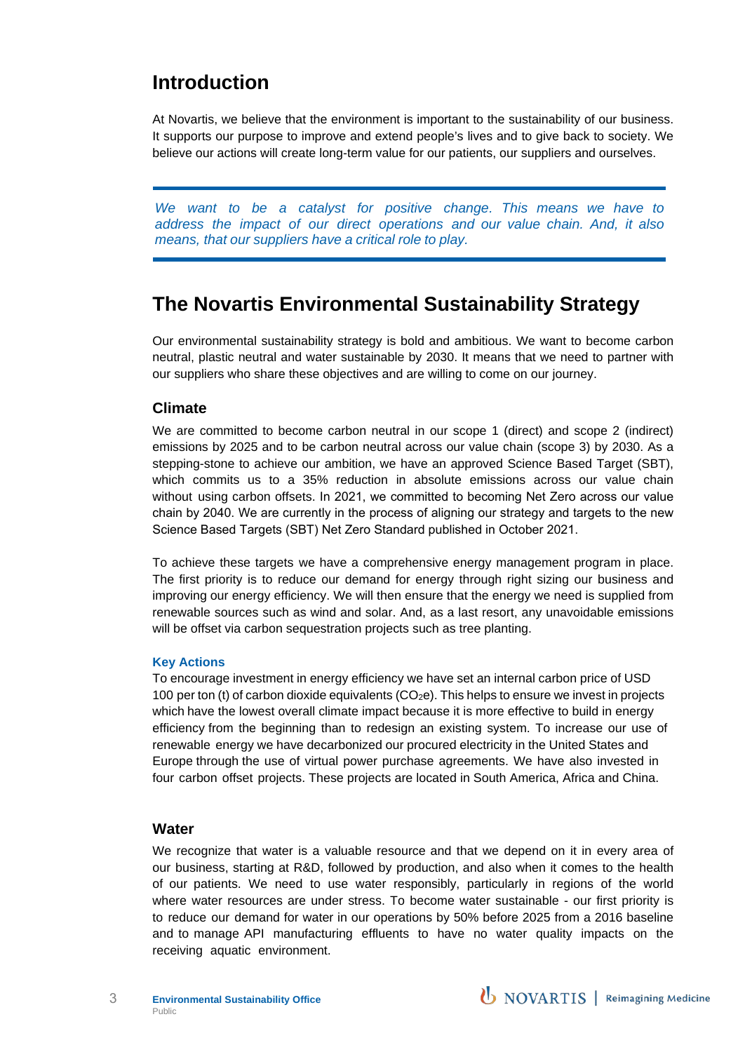## Introduction

At Novartis, we believe that the environment is important to the sustainability of our business. It supports our purpose to improve and extend people's lives and to give back to society. We believe our actions will create long-term value for our patients, our suppliers and ourselves.

*We want to be a catalyst for positive change. This means we have to address the impact of our direct operations and our value chain. And, it also means, that our suppliers have a critical role to play.*

## The Novartis Environmental Sustainability Strategy

Our environmental sustainability strategy is bold and ambitious. We want to become carbon neutral, plastic neutral and water sustainable by 2030. It means that we need to partner with our suppliers who share these objectives and are willing to come on our journey.

### Climate

We are committed to become carbon neutral in our scope 1 (direct) and scope 2 (indirect) emissions by 2025 and to be carbon neutral across our value chain (scope 3) by 2030. As a stepping-stone to achieve our ambition, we have an approved Science Based Target (SBT), which commits us to a 35% reduction in absolute emissions across our value chain without using carbon offsets. In 2021, we committed to becoming Net Zero across our value chain by 2040. We are currently in the process of aligning our strategy and targets to the new Science Based Targets (SBT) Net Zero Standard published in October 2021.

To achieve these targets we have a comprehensive energy management program in place. The first priority is to reduce our demand for energy through right sizing our business and improving our energy efficiency. We will then ensure that the energy we need is supplied from renewable sources such as wind and solar. And, as a last resort, any unavoidable emissions will be offset via carbon sequestration projects such as tree planting.

**Key Actions**

To encourage investment in energy efficiency we have set an internal carbon price of USD 100 per ton (t) of carbon dioxide equivalents ($CO_2e$). This helps to ensure we invest in projects which have the lowest overall climate impact because it is more effective to build in energy efficiency from the beginning than to redesign an existing system. To increase our use of renewable energy we have decarbonized our procured electricity in the United States and Europe through the use of virtual power purchase agreements. We have also invested in four carbon offset projects. These projects are located in South America, Africa and China.

### Water

We recognize that water is a valuable resource and that we depend on it in every area of our business, starting at R&D, followed by production, and also when it comes to the health of our patients. We need to use water responsibly, particularly in regions of the world where water resources are under stress. To become water sustainable - our first priority is to reduce our demand for water in our operations by 50% before 2025 from a 2016 baseline and to manage API manufacturing effluents to have no water quality impacts on the receiving aquatic environment.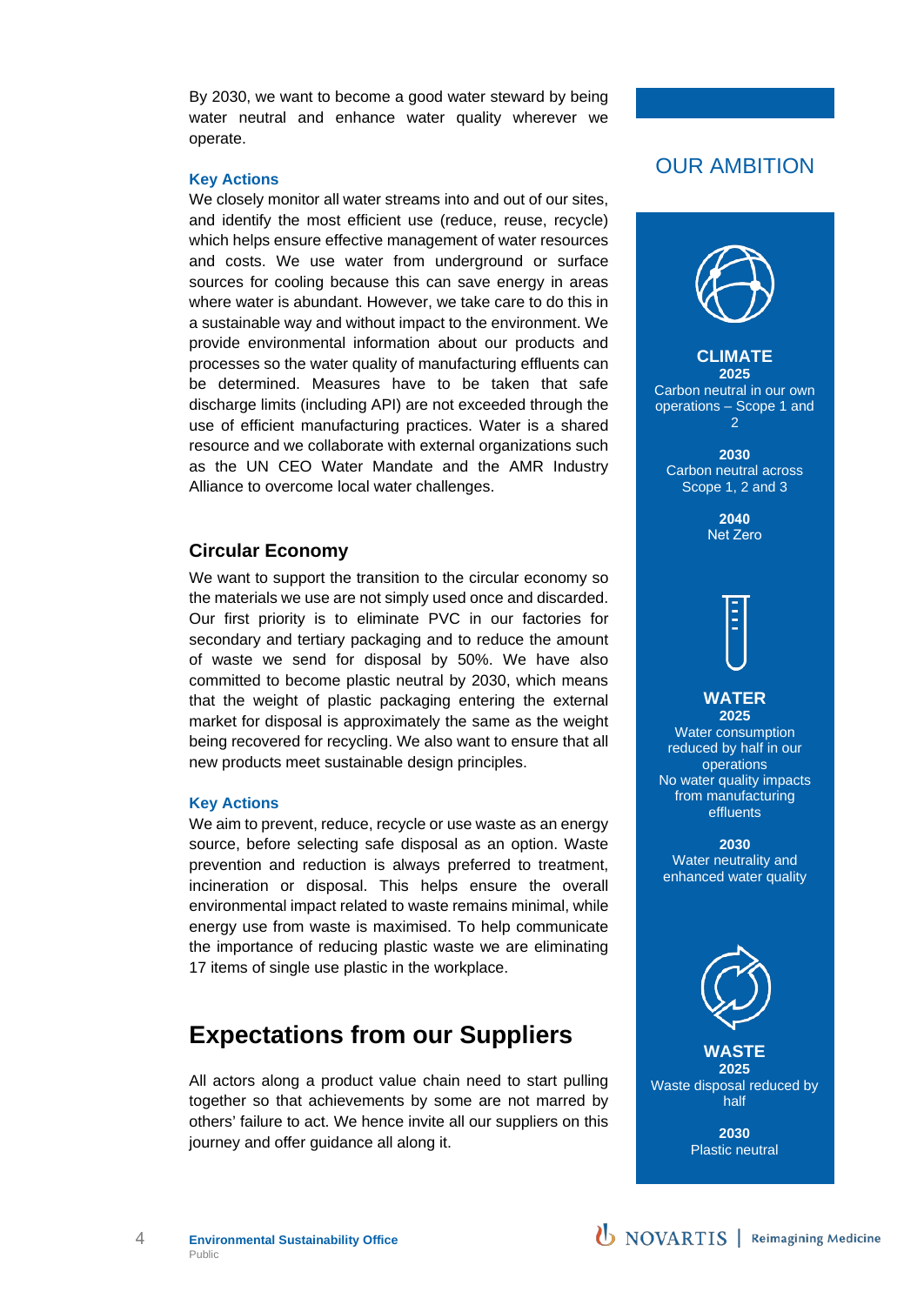By 2030, we want to become a good water steward by being water neutral and enhance water quality wherever we operate.

### Key Actions

We closely monitor all water streams into and out of our sites, and identify the most efficient use (reduce, reuse, recycle) which helps ensure effective management of water resources and costs. We use water from underground or surface sources for cooling because this can save energy in areas where water is abundant. However, we take care to do this in a sustainable way and without impact to the environment. We provide environmental information about our products and processes so the water quality of manufacturing effluents can be determined. Measures have to be taken that safe discharge limits (including API) are not exceeded through the use of efficient manufacturing practices. Water is a shared resource and we collaborate with external organizations such as the UN CEO Water Mandate and the AMR Industry Alliance to overcome local water challenges.

## Circular Economy

We want to support the transition to the circular economy so the materials we use are not simply used once and discarded. Our first priority is to eliminate PVC in our factories for secondary and tertiary packaging and to reduce the amount of waste we send for disposal by 50%. We have also committed to become plastic neutral by 2030, which means that the weight of plastic packaging entering the external market for disposal is approximately the same as the weight being recovered for recycling. We also want to ensure that all new products meet sustainable design principles.

### Key Actions

We aim to prevent, reduce, recycle or use waste as an energy source, before selecting safe disposal as an option. Waste prevention and reduction is always preferred to treatment, incineration or disposal. This helps ensure the overall environmental impact related to waste remains minimal, while energy use from waste is maximised. To help communicate the importance of reducing plastic waste we are eliminating 17 items of single use plastic in the workplace.

# Expectations from our Suppliers

All actors along a product value chain need to start pulling together so that achievements by some are not marred by others' failure to act. We hence invite all our suppliers on this journey and offer guidance all along it.

## OUR AMBITION

**CLIMATE**

**2025**
Carbon neutral in our own operations – Scope 1 and 2

**2030**
Carbon neutral across Scope 1, 2 and 3

**2040**
Net Zero

**WATER**

**2025**
Water consumption reduced by half in our operations
No water quality impacts from manufacturing effluents

**2030**
Water neutrality and enhanced water quality

**WASTE**

**2025**
Waste disposal reduced by half

**2030**
Plastic neutral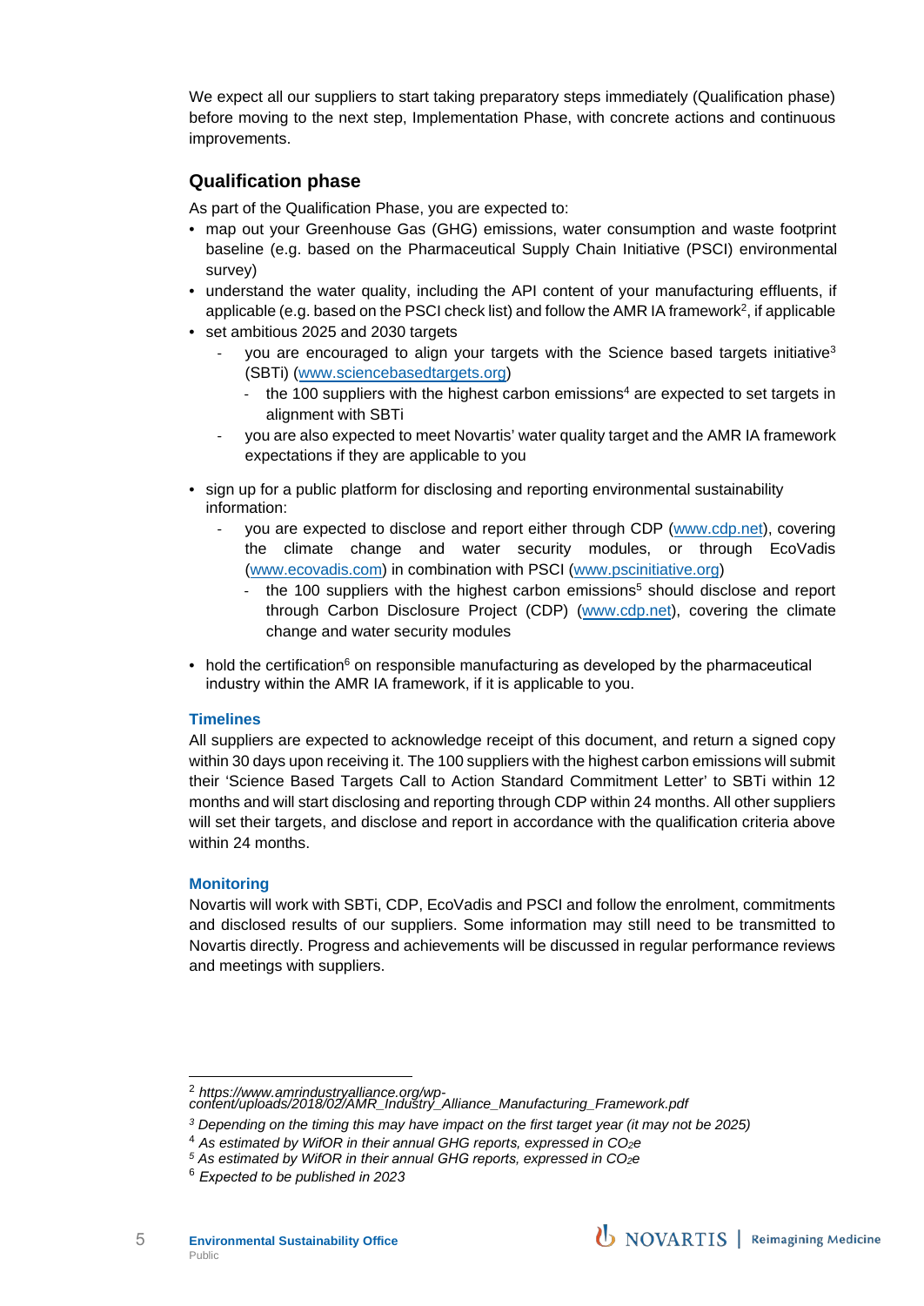We expect all our suppliers to start taking preparatory steps immediately (Qualification phase) before moving to the next step, Implementation Phase, with concrete actions and continuous improvements.

## Qualification phase

As part of the Qualification Phase, you are expected to:

- map out your Greenhouse Gas (GHG) emissions, water consumption and waste footprint baseline (e.g. based on the Pharmaceutical Supply Chain Initiative (PSCI) environmental survey)
- understand the water quality, including the API content of your manufacturing effluents, if applicable (e.g. based on the PSCI check list) and follow the AMR IA framework[2], if applicable
- set ambitious 2025 and 2030 targets
  - you are encouraged to align your targets with the Science based targets initiative[3] (SBTi) (www.sciencebasedtargets.org)
    - the 100 suppliers with the highest carbon emissions[4] are expected to set targets in alignment with SBTi
  - you are also expected to meet Novartis' water quality target and the AMR IA framework expectations if they are applicable to you
- sign up for a public platform for disclosing and reporting environmental sustainability information:
  - you are expected to disclose and report either through CDP (www.cdp.net), covering the climate change and water security modules, or through EcoVadis (www.ecovadis.com) in combination with PSCI (www.pscinitiative.org)
    - the 100 suppliers with the highest carbon emissions[5] should disclose and report through Carbon Disclosure Project (CDP) (www.cdp.net), covering the climate change and water security modules
- hold the certification[6] on responsible manufacturing as developed by the pharmaceutical industry within the AMR IA framework, if it is applicable to you.

### Timelines

All suppliers are expected to acknowledge receipt of this document, and return a signed copy within 30 days upon receiving it. The 100 suppliers with the highest carbon emissions will submit their 'Science Based Targets Call to Action Standard Commitment Letter' to SBTi within 12 months and will start disclosing and reporting through CDP within 24 months. All other suppliers will set their targets, and disclose and report in accordance with the qualification criteria above within 24 months.

### Monitoring

Novartis will work with SBTi, CDP, EcoVadis and PSCI and follow the enrolment, commitments and disclosed results of our suppliers. Some information may still need to be transmitted to Novartis directly. Progress and achievements will be discussed in regular performance reviews and meetings with suppliers.

---

[2] *https://www.amrindustryalliance.org/wp-content/uploads/2018/02/AMR_Industry_Alliance_Manufacturing_Framework.pdf*

[3] *Depending on the timing this may have impact on the first target year (it may not be 2025)*

[4] *As estimated by WifOR in their annual GHG reports, expressed in $CO_2e$*

[5] *As estimated by WifOR in their annual GHG reports, expressed in $CO_2e$*

[6] *Expected to be published in 2023*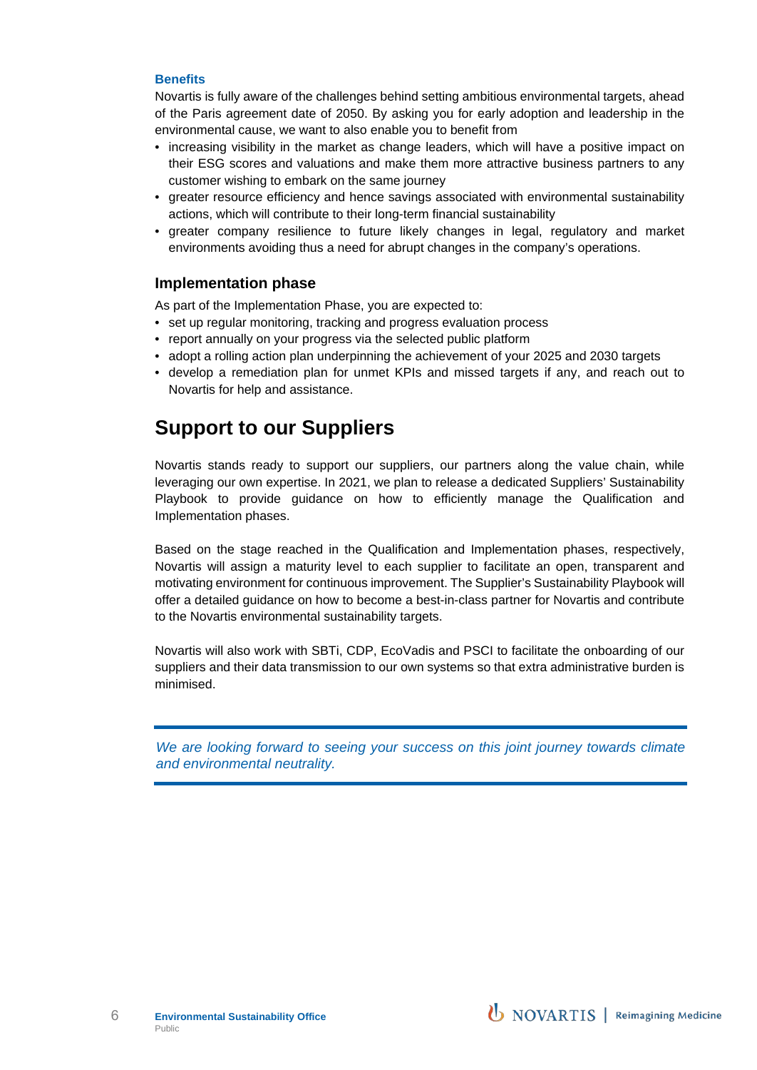### Benefits

Novartis is fully aware of the challenges behind setting ambitious environmental targets, ahead of the Paris agreement date of 2050. By asking you for early adoption and leadership in the environmental cause, we want to also enable you to benefit from

- increasing visibility in the market as change leaders, which will have a positive impact on their ESG scores and valuations and make them more attractive business partners to any customer wishing to embark on the same journey
- greater resource efficiency and hence savings associated with environmental sustainability actions, which will contribute to their long-term financial sustainability
- greater company resilience to future likely changes in legal, regulatory and market environments avoiding thus a need for abrupt changes in the company's operations.

### Implementation phase

As part of the Implementation Phase, you are expected to:

- set up regular monitoring, tracking and progress evaluation process
- report annually on your progress via the selected public platform
- adopt a rolling action plan underpinning the achievement of your 2025 and 2030 targets
- develop a remediation plan for unmet KPIs and missed targets if any, and reach out to Novartis for help and assistance.

## Support to our Suppliers

Novartis stands ready to support our suppliers, our partners along the value chain, while leveraging our own expertise. In 2021, we plan to release a dedicated Suppliers' Sustainability Playbook to provide guidance on how to efficiently manage the Qualification and Implementation phases.

Based on the stage reached in the Qualification and Implementation phases, respectively, Novartis will assign a maturity level to each supplier to facilitate an open, transparent and motivating environment for continuous improvement. The Supplier's Sustainability Playbook will offer a detailed guidance on how to become a best-in-class partner for Novartis and contribute to the Novartis environmental sustainability targets.

Novartis will also work with SBTi, CDP, EcoVadis and PSCI to facilitate the onboarding of our suppliers and their data transmission to our own systems so that extra administrative burden is minimised.

*We are looking forward to seeing your success on this joint journey towards climate and environmental neutrality.*